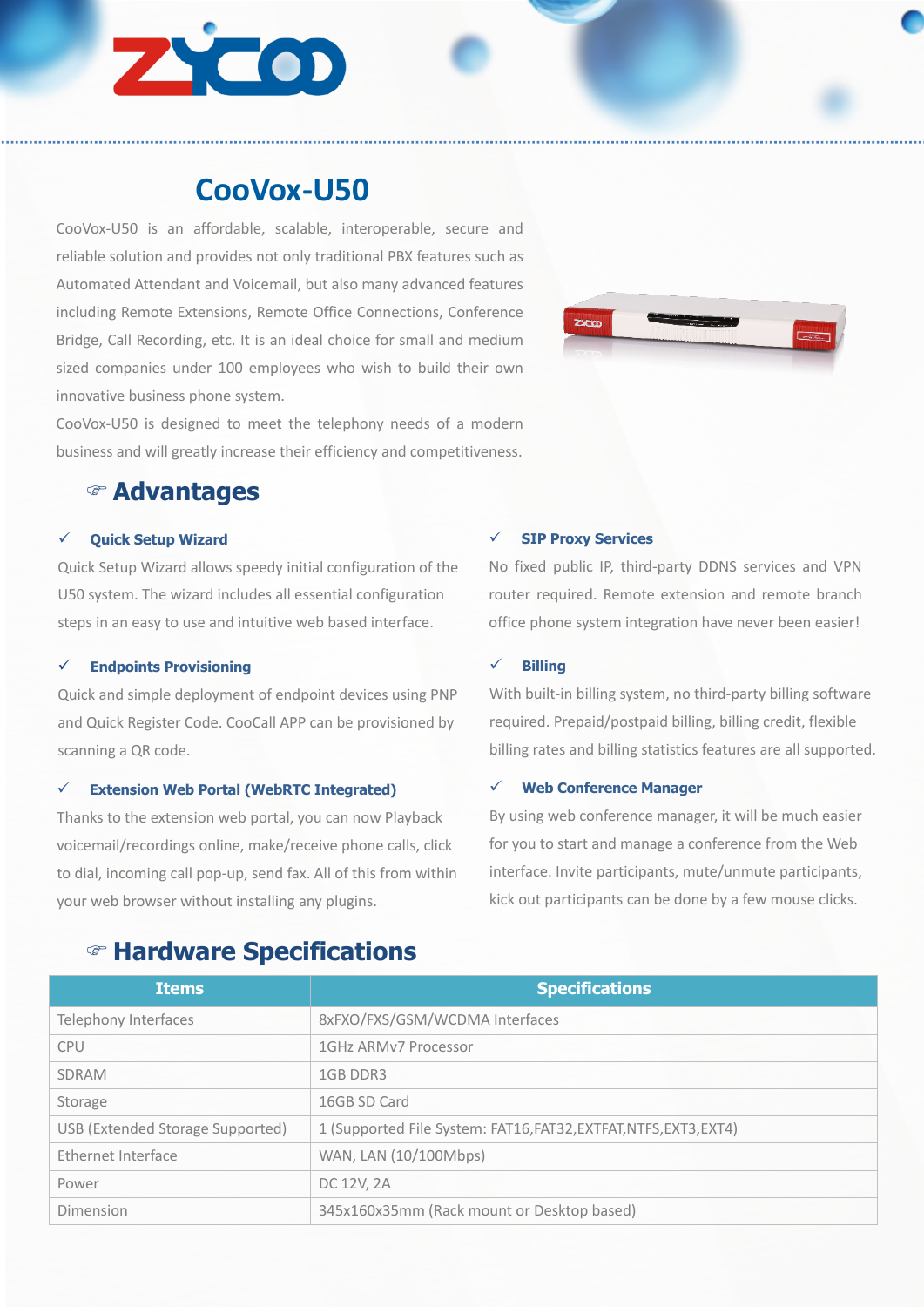# CooVox-U50

CooVox-U50 is an affordable, scalable, interoperable, secure and reliable solution and provides not only traditional PBX features such as Automated Attendant and Voicemail, but also many advanced features including Remote Extensions, Remote Office Connections, Conference Bridge, Call Recording, etc. It is an ideal choice for small and medium sized companies under 100 employees who wish to build their own innovative business phone system.

CooVox-U50 is designed to meet the telephony needs of a modern business and will greatly increase their efficiency and competitiveness.

## Advantages

### ✓ Quick Setup Wizard

Quick Setup Wizard allows speedy initial configuration of the U50 system. The wizard includes all essential configuration steps in an easy to use and intuitive web based interface.

### ✓ Endpoints Provisioning

Quick and simple deployment of endpoint devices using PNP and Quick Register Code. CooCall APP can be provisioned by scanning a QR code.

### ✓ Extension Web Portal (WebRTC Integrated)

Thanks to the extension web portal, you can now Playback voicemail/recordings online, make/receive phone calls, click to dial, incoming call pop-up, send fax. All of this from within your web browser without installing any plugins.

### ✓ SIP Proxy Services

No fixed public IP, third-party DDNS services and VPN router required. Remote extension and remote branch office phone system integration have never been easier!

### ✓ Billing

With built-in billing system, no third-party billing software required. Prepaid/postpaid billing, billing credit, flexible billing rates and billing statistics features are all supported.

### ✓ Web Conference Manager

By using web conference manager, it will be much easier for you to start and manage a conference from the Web interface. Invite participants, mute/unmute participants, kick out participants can be done by a few mouse clicks.

## Hardware Specifications

| Items | Specifications |
|---|---|
| Telephony Interfaces | 8xFXO/FXS/GSM/WCDMA Interfaces |
| CPU | 1GHz ARMv7 Processor |
| SDRAM | 1GB DDR3 |
| Storage | 16GB SD Card |
| USB (Extended Storage Supported) | 1 (Supported File System: FAT16,FAT32,EXTFAT,NTFS,EXT3,EXT4) |
| Ethernet Interface | WAN, LAN (10/100Mbps) |
| Power | DC 12V, 2A |
| Dimension | 345x160x35mm (Rack mount or Desktop based) |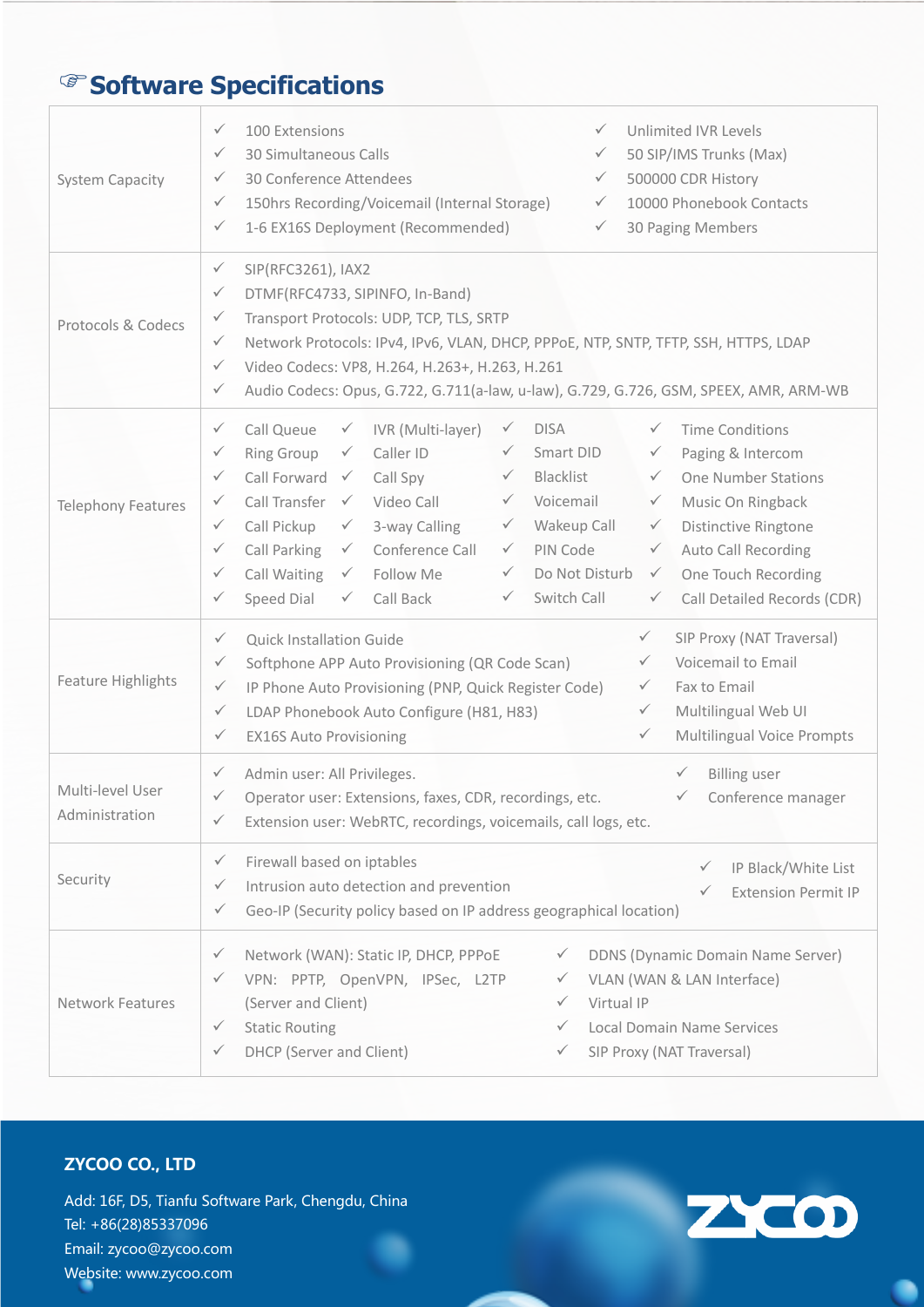## Software Specifications

| | |
|---|---|
| System Capacity | ✓ 100 Extensions<br>✓ 30 Simultaneous Calls<br>✓ 30 Conference Attendees<br>✓ 150hrs Recording/Voicemail (Internal Storage)<br>✓ 1-6 EX16S Deployment (Recommended)<br>✓ Unlimited IVR Levels<br>✓ 50 SIP/IMS Trunks (Max)<br>✓ 500000 CDR History<br>✓ 10000 Phonebook Contacts<br>✓ 30 Paging Members |
| Protocols & Codecs | ✓ SIP(RFC3261), IAX2<br>✓ DTMF(RFC4733, SIPINFO, In-Band)<br>✓ Transport Protocols: UDP, TCP, TLS, SRTP<br>✓ Network Protocols: IPv4, IPv6, VLAN, DHCP, PPPoE, NTP, SNTP, TFTP, SSH, HTTPS, LDAP<br>✓ Video Codecs: VP8, H.264, H.263+, H.263, H.261<br>✓ Audio Codecs: Opus, G.722, G.711(a-law, u-law), G.729, G.726, GSM, SPEEX, AMR, ARM-WB |
| Telephony Features | ✓ Call Queue<br>✓ Ring Group<br>✓ Call Forward<br>✓ Call Transfer<br>✓ Call Pickup<br>✓ Call Parking<br>✓ Call Waiting<br>✓ Speed Dial<br>✓ IVR (Multi-layer)<br>✓ Caller ID<br>✓ Call Spy<br>✓ Video Call<br>✓ 3-way Calling<br>✓ Conference Call<br>✓ Follow Me<br>✓ Call Back<br>✓ DISA<br>✓ Smart DID<br>✓ Blacklist<br>✓ Voicemail<br>✓ Wakeup Call<br>✓ PIN Code<br>✓ Do Not Disturb<br>✓ Switch Call<br>✓ Time Conditions<br>✓ Paging & Intercom<br>✓ One Number Stations<br>✓ Music On Ringback<br>✓ Distinctive Ringtone<br>✓ Auto Call Recording<br>✓ One Touch Recording<br>✓ Call Detailed Records (CDR) |
| Feature Highlights | ✓ Quick Installation Guide<br>✓ Softphone APP Auto Provisioning (QR Code Scan)<br>✓ IP Phone Auto Provisioning (PNP, Quick Register Code)<br>✓ LDAP Phonebook Auto Configure (H81, H83)<br>✓ EX16S Auto Provisioning<br>✓ SIP Proxy (NAT Traversal)<br>✓ Voicemail to Email<br>✓ Fax to Email<br>✓ Multilingual Web UI<br>✓ Multilingual Voice Prompts |
| Multi-level User Administration | ✓ Admin user: All Privileges.<br>✓ Operator user: Extensions, faxes, CDR, recordings, etc.<br>✓ Extension user: WebRTC, recordings, voicemails, call logs, etc.<br>✓ Billing user<br>✓ Conference manager |
| Security | ✓ Firewall based on iptables<br>✓ Intrusion auto detection and prevention<br>✓ Geo-IP (Security policy based on IP address geographical location)<br>✓ IP Black/White List<br>✓ Extension Permit IP |
| Network Features | ✓ Network (WAN): Static IP, DHCP, PPPoE<br>✓ VPN: PPTP, OpenVPN, IPSec, L2TP (Server and Client)<br>✓ Static Routing<br>✓ DHCP (Server and Client)<br>✓ DDNS (Dynamic Domain Name Server)<br>✓ VLAN (WAN & LAN Interface)<br>✓ Virtual IP<br>✓ Local Domain Name Services<br>✓ SIP Proxy (NAT Traversal) |

**ZYCOO CO., LTD**

Add: 16F, D5, Tianfu Software Park, Chengdu, China
Tel: +86(28)85337096
Email: zycoo@zycoo.com
Website: www.zycoo.com